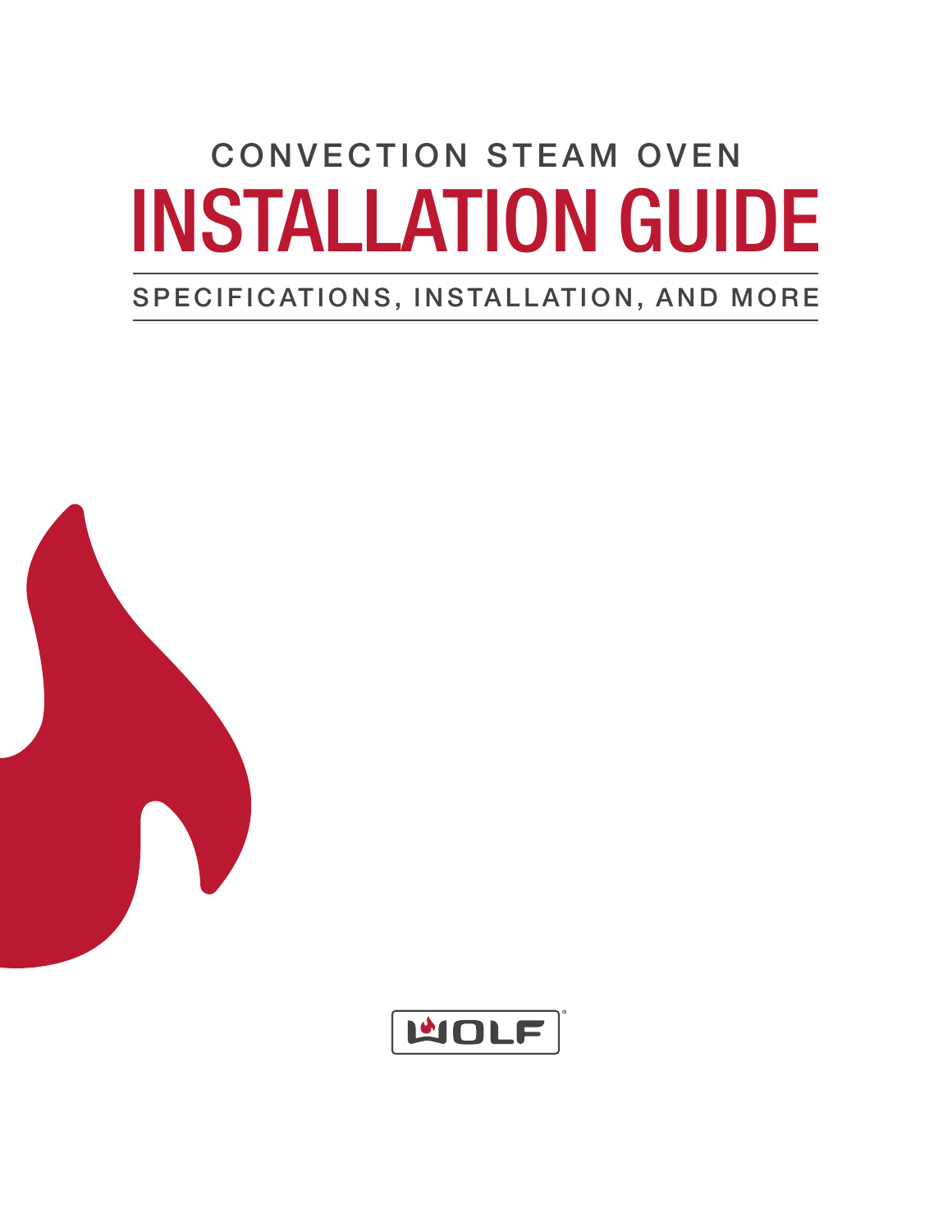CONVECTION STEAM OVEN

# INSTALLATION GUIDE

SPECIFICATIONS, INSTALLATION, AND MORE

WOLF®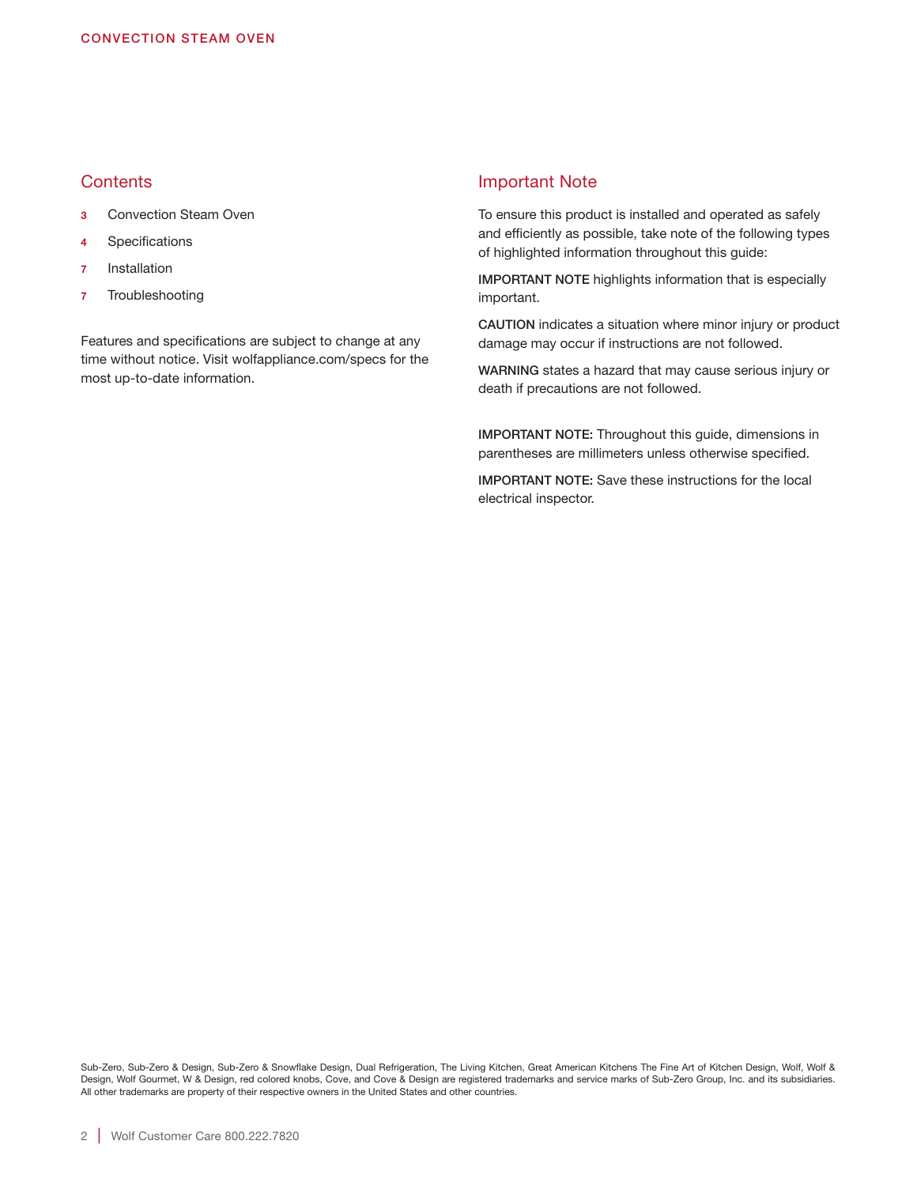## Contents

**3** Convection Steam Oven

**4** Specifications

**7** Installation

**7** Troubleshooting

Features and specifications are subject to change at any time without notice. Visit wolfappliance.com/specs for the most up-to-date information.

## Important Note

To ensure this product is installed and operated as safely and efficiently as possible, take note of the following types of highlighted information throughout this guide:

**IMPORTANT NOTE** highlights information that is especially important.

**CAUTION** indicates a situation where minor injury or product damage may occur if instructions are not followed.

**WARNING** states a hazard that may cause serious injury or death if precautions are not followed.

**IMPORTANT NOTE:** Throughout this guide, dimensions in parentheses are millimeters unless otherwise specified.

**IMPORTANT NOTE:** Save these instructions for the local electrical inspector.

Sub-Zero, Sub-Zero & Design, Sub-Zero & Snowflake Design, Dual Refrigeration, The Living Kitchen, Great American Kitchens The Fine Art of Kitchen Design, Wolf, Wolf & Design, Wolf Gourmet, W & Design, red colored knobs, Cove, and Cove & Design are registered trademarks and service marks of Sub-Zero Group, Inc. and its subsidiaries. All other trademarks are property of their respective owners in the United States and other countries.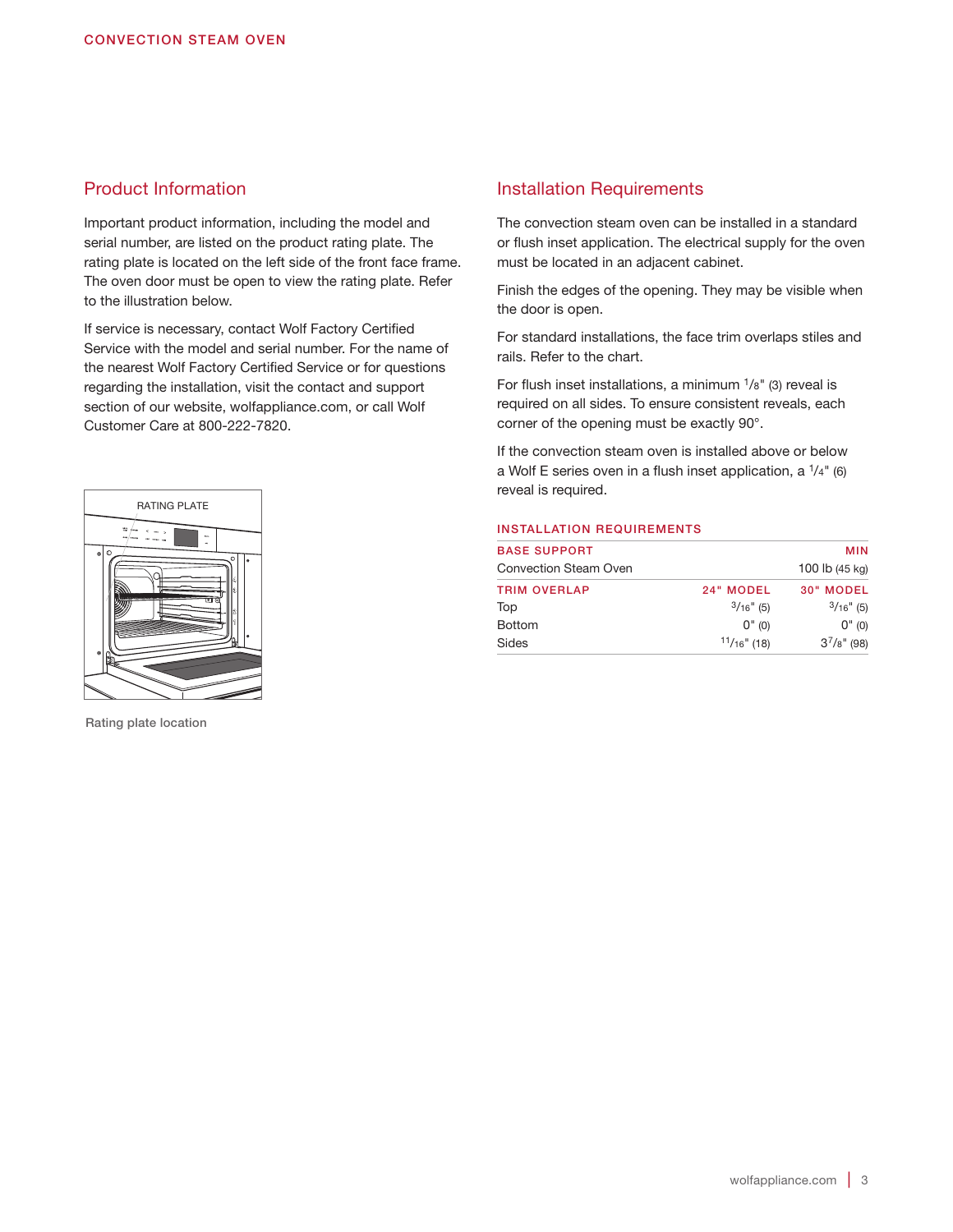## Product Information

Important product information, including the model and serial number, are listed on the product rating plate. The rating plate is located on the left side of the front face frame. The oven door must be open to view the rating plate. Refer to the illustration below.

If service is necessary, contact Wolf Factory Certified Service with the model and serial number. For the name of the nearest Wolf Factory Certified Service or for questions regarding the installation, visit the contact and support section of our website, wolfappliance.com, or call Wolf Customer Care at 800-222-7820.

RATING PLATE

Rating plate location

## Installation Requirements

The convection steam oven can be installed in a standard or flush inset application. The electrical supply for the oven must be located in an adjacent cabinet.

Finish the edges of the opening. They may be visible when the door is open.

For standard installations, the face trim overlaps stiles and rails. Refer to the chart.

For flush inset installations, a minimum 1/8" (3) reveal is required on all sides. To ensure consistent reveals, each corner of the opening must be exactly 90°.

If the convection steam oven is installed above or below a Wolf E series oven in a flush inset application, a 1/4" (6) reveal is required.

### INSTALLATION REQUIREMENTS

| BASE SUPPORT | | MIN |
|---|---|---|
| Convection Steam Oven | | 100 lb (45 kg) |
| **TRIM OVERLAP** | **24" MODEL** | **30" MODEL** |
| Top | 3/16" (5) | 3/16" (5) |
| Bottom | 0" (0) | 0" (0) |
| Sides | 11/16" (18) | 3 7/8" (98) |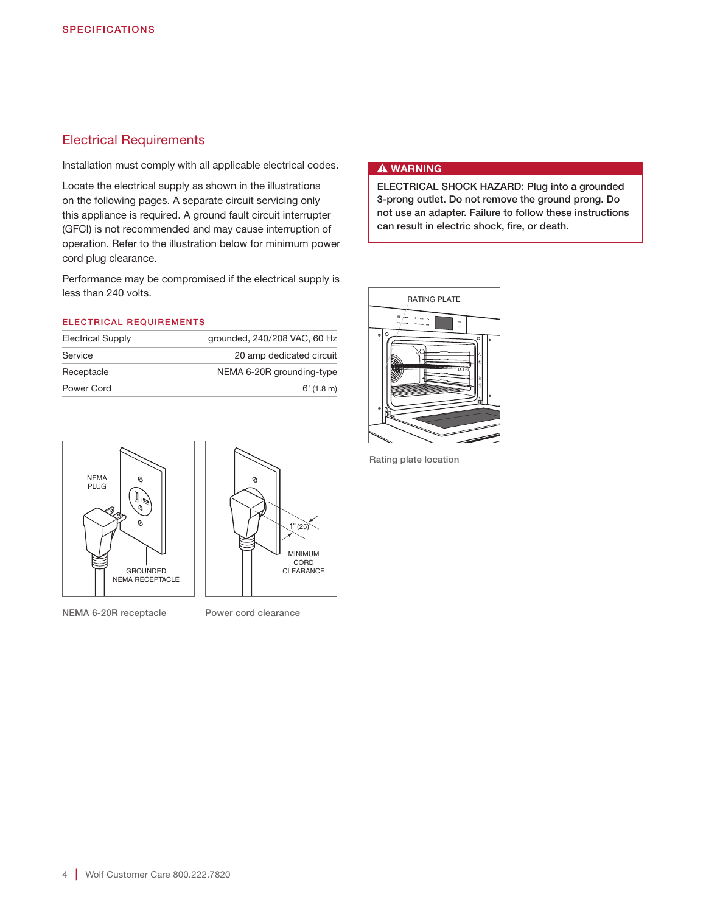SPECIFICATIONS

## Electrical Requirements

Installation must comply with all applicable electrical codes.

Locate the electrical supply as shown in the illustrations on the following pages. A separate circuit servicing only this appliance is required. A ground fault circuit interrupter (GFCI) is not recommended and may cause interruption of operation. Refer to the illustration below for minimum power cord plug clearance.

Performance may be compromised if the electrical supply is less than 240 volts.

### ELECTRICAL REQUIREMENTS

| | |
|---|---|
| Electrical Supply | grounded, 240/208 VAC, 60 Hz |
| Service | 20 amp dedicated circuit |
| Receptacle | NEMA 6-20R grounding-type |
| Power Cord | 6' (1.8 m) |

NEMA 6-20R receptacle

Power cord clearance

**⚠ WARNING**

**ELECTRICAL SHOCK HAZARD: Plug into a grounded 3-prong outlet. Do not remove the ground prong. Do not use an adapter. Failure to follow these instructions can result in electric shock, fire, or death.**

Rating plate location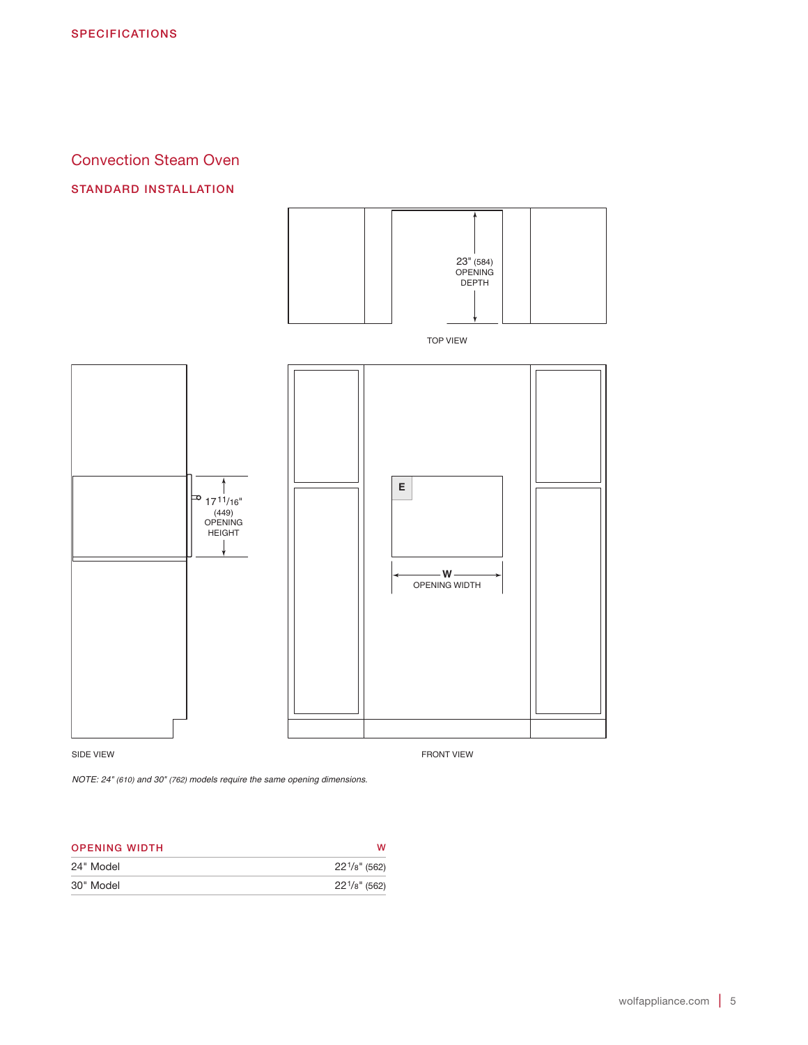SPECIFICATIONS

## Convection Steam Oven

### STANDARD INSTALLATION

23" (584) OPENING DEPTH

TOP VIEW

17 11/16" (449) OPENING HEIGHT

E

W OPENING WIDTH

SIDE VIEW

FRONT VIEW

*NOTE: 24" (610) and 30" (762) models require the same opening dimensions.*

| OPENING WIDTH | W |
|---|---|
| 24" Model | 22 1/8" (562) |
| 30" Model | 22 1/8" (562) |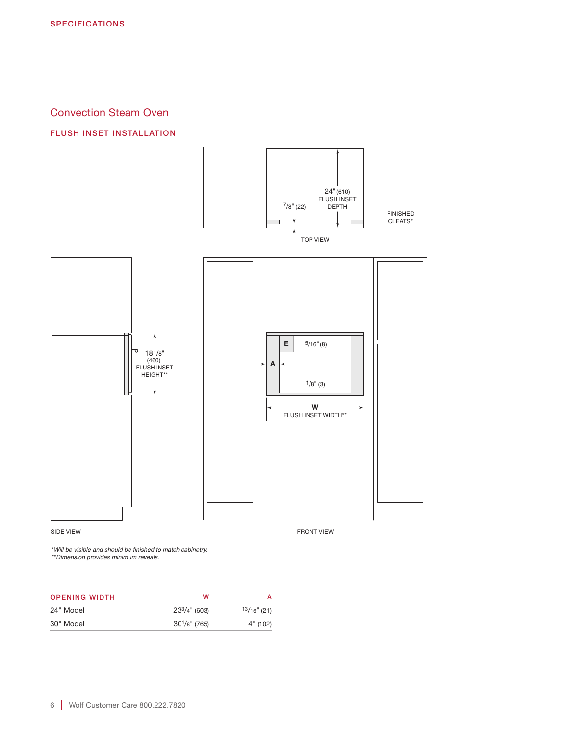SPECIFICATIONS

## Convection Steam Oven

### FLUSH INSET INSTALLATION

24" (610) FLUSH INSET DEPTH

7/8" (22)

FINISHED CLEATS*

TOP VIEW

18 1/8" (460) FLUSH INSET HEIGHT**

E

5/16" (8)

A

1/8" (3)

W FLUSH INSET WIDTH**

SIDE VIEW

FRONT VIEW

*\*Will be visible and should be finished to match cabinetry.*
*\*\*Dimension provides minimum reveals.*

| OPENING WIDTH | W | A |
|---|---|---|
| 24" Model | 23 3/4" (603) | 13/16" (21) |
| 30" Model | 30 1/8" (765) | 4" (102) |

Wolf Customer Care 800.222.7820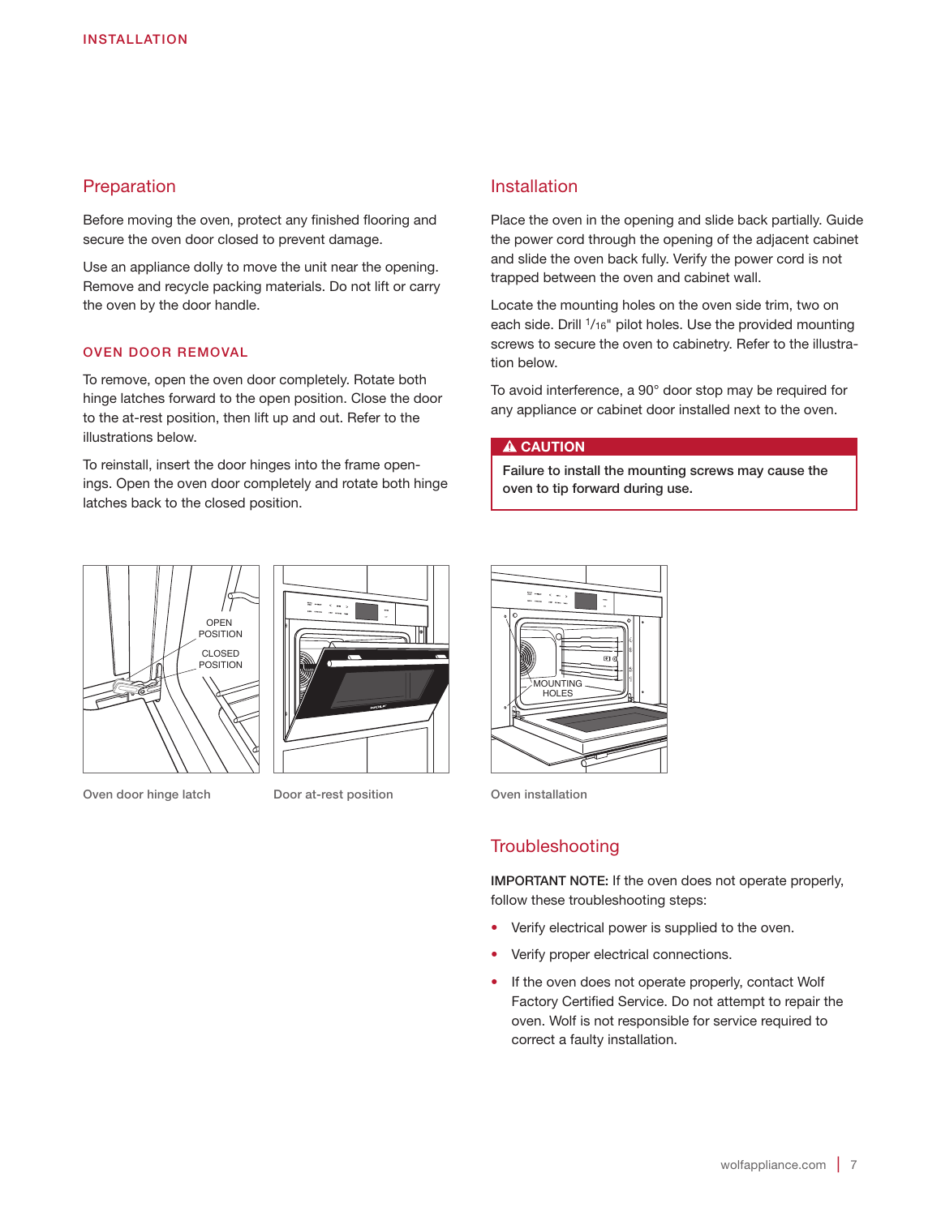## Preparation

Before moving the oven, protect any finished flooring and secure the oven door closed to prevent damage.

Use an appliance dolly to move the unit near the opening. Remove and recycle packing materials. Do not lift or carry the oven by the door handle.

### OVEN DOOR REMOVAL

To remove, open the oven door completely. Rotate both hinge latches forward to the open position. Close the door to the at-rest position, then lift up and out. Refer to the illustrations below.

To reinstall, insert the door hinges into the frame openings. Open the oven door completely and rotate both hinge latches back to the closed position.

Oven door hinge latch

Door at-rest position

## Installation

Place the oven in the opening and slide back partially. Guide the power cord through the opening of the adjacent cabinet and slide the oven back fully. Verify the power cord is not trapped between the oven and cabinet wall.

Locate the mounting holes on the oven side trim, two on each side. Drill $^{1}/_{16}$" pilot holes. Use the provided mounting screws to secure the oven to cabinetry. Refer to the illustration below.

To avoid interference, a 90° door stop may be required for any appliance or cabinet door installed next to the oven.

**⚠ CAUTION**

**Failure to install the mounting screws may cause the oven to tip forward during use.**

Oven installation

## Troubleshooting

**IMPORTANT NOTE:** If the oven does not operate properly, follow these troubleshooting steps:

- Verify electrical power is supplied to the oven.
- Verify proper electrical connections.
- If the oven does not operate properly, contact Wolf Factory Certified Service. Do not attempt to repair the oven. Wolf is not responsible for service required to correct a faulty installation.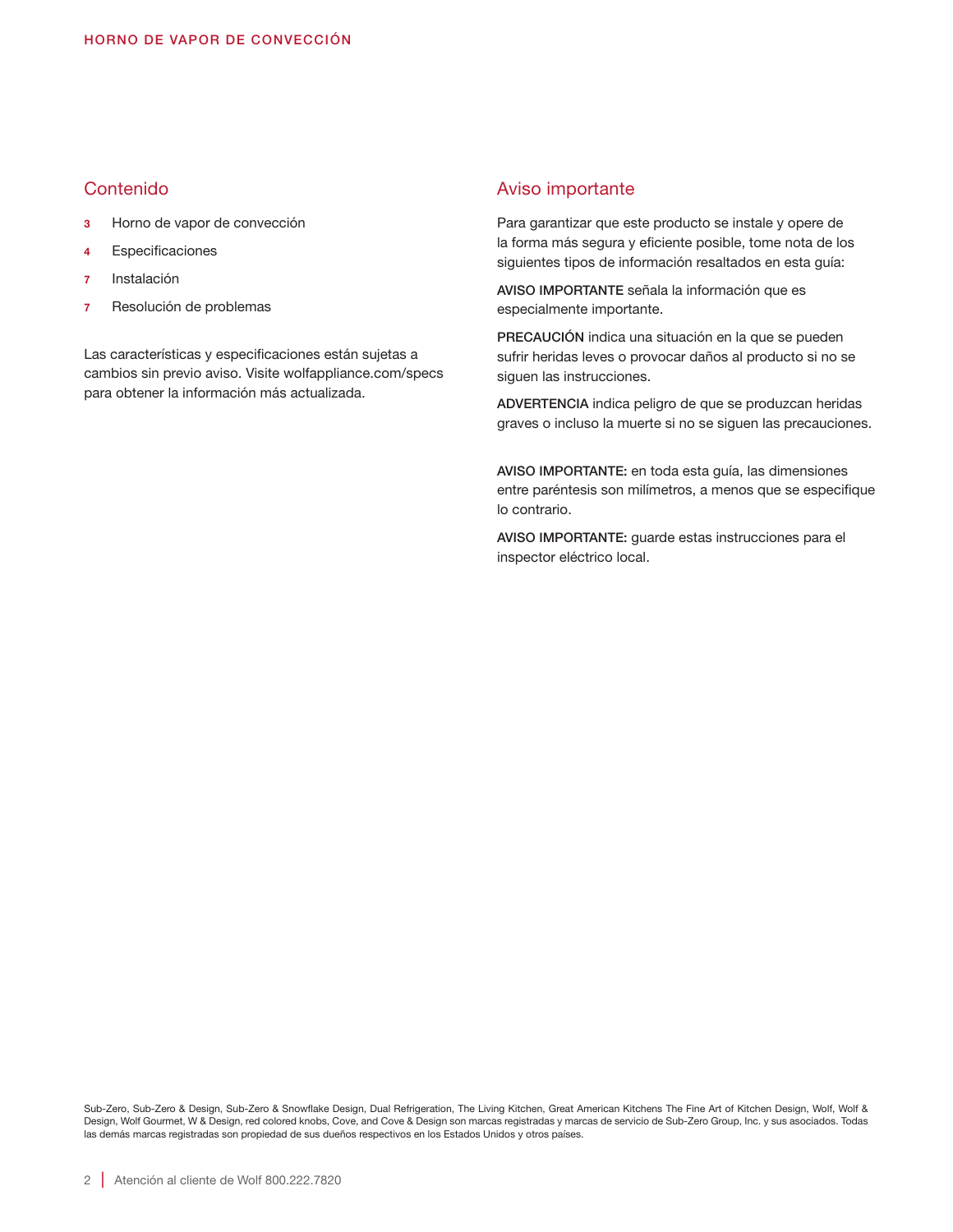## Contenido

- **3** Horno de vapor de convección
- **4** Especificaciones
- **7** Instalación
- **7** Resolución de problemas

Las características y especificaciones están sujetas a cambios sin previo aviso. Visite wolfappliance.com/specs para obtener la información más actualizada.

## Aviso importante

Para garantizar que este producto se instale y opere de la forma más segura y eficiente posible, tome nota de los siguientes tipos de información resaltados en esta guía:

**AVISO IMPORTANTE** señala la información que es especialmente importante.

**PRECAUCIÓN** indica una situación en la que se pueden sufrir heridas leves o provocar daños al producto si no se siguen las instrucciones.

**ADVERTENCIA** indica peligro de que se produzcan heridas graves o incluso la muerte si no se siguen las precauciones.

**AVISO IMPORTANTE:** en toda esta guía, las dimensiones entre paréntesis son milímetros, a menos que se especifique lo contrario.

**AVISO IMPORTANTE:** guarde estas instrucciones para el inspector eléctrico local.

Sub-Zero, Sub-Zero & Design, Sub-Zero & Snowflake Design, Dual Refrigeration, The Living Kitchen, Great American Kitchens The Fine Art of Kitchen Design, Wolf, Wolf & Design, Wolf Gourmet, W & Design, red colored knobs, Cove, and Cove & Design son marcas registradas y marcas de servicio de Sub-Zero Group, Inc. y sus asociados. Todas las demás marcas registradas son propiedad de sus dueños respectivos en los Estados Unidos y otros países.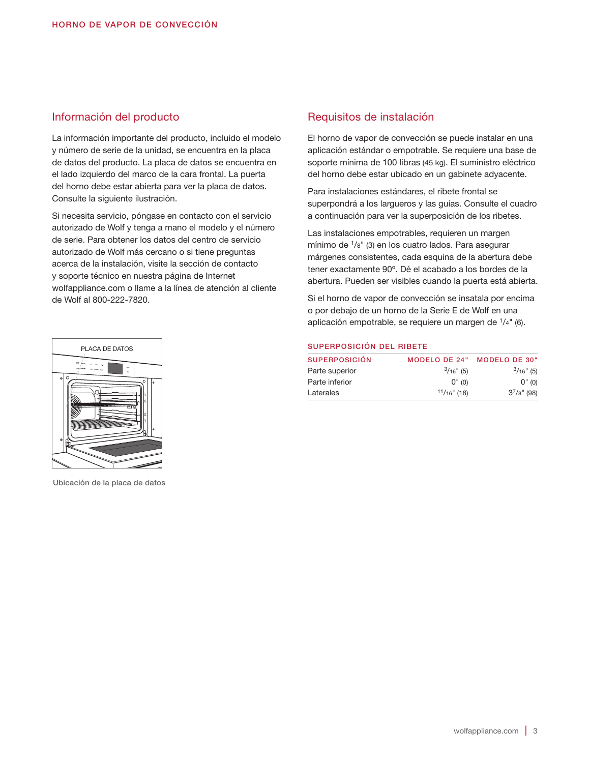## Información del producto

La información importante del producto, incluido el modelo y número de serie de la unidad, se encuentra en la placa de datos del producto. La placa de datos se encuentra en el lado izquierdo del marco de la cara frontal. La puerta del horno debe estar abierta para ver la placa de datos. Consulte la siguiente ilustración.

Si necesita servicio, póngase en contacto con el servicio autorizado de Wolf y tenga a mano el modelo y el número de serie. Para obtener los datos del centro de servicio autorizado de Wolf más cercano o si tiene preguntas acerca de la instalación, visite la sección de contacto y soporte técnico en nuestra página de Internet wolfappliance.com o llame a la línea de atención al cliente de Wolf al 800-222-7820.

PLACA DE DATOS

Ubicación de la placa de datos

## Requisitos de instalación

El horno de vapor de convección se puede instalar en una aplicación estándar o empotrable. Se requiere una base de soporte mínima de 100 libras (45 kg). El suministro eléctrico del horno debe estar ubicado en un gabinete adyacente.

Para instalaciones estándares, el ribete frontal se superpondrá a los largueros y las guías. Consulte el cuadro a continuación para ver la superposición de los ribetes.

Las instalaciones empotrables, requieren un margen mínimo de 1/8" (3) en los cuatro lados. Para asegurar márgenes consistentes, cada esquina de la abertura debe tener exactamente 90º. Dé el acabado a los bordes de la abertura. Pueden ser visibles cuando la puerta está abierta.

Si el horno de vapor de convección se insatala por encima o por debajo de un horno de la Serie E de Wolf en una aplicación empotrable, se requiere un margen de 1/4" (6).

### SUPERPOSICIÓN DEL RIBETE

| SUPERPOSICIÓN | MODELO DE 24" | MODELO DE 30" |
|---|---|---|
| Parte superior | 3/16" (5) | 3/16" (5) |
| Parte inferior | 0" (0) | 0" (0) |
| Laterales | 11/16" (18) | 3 7/8" (98) |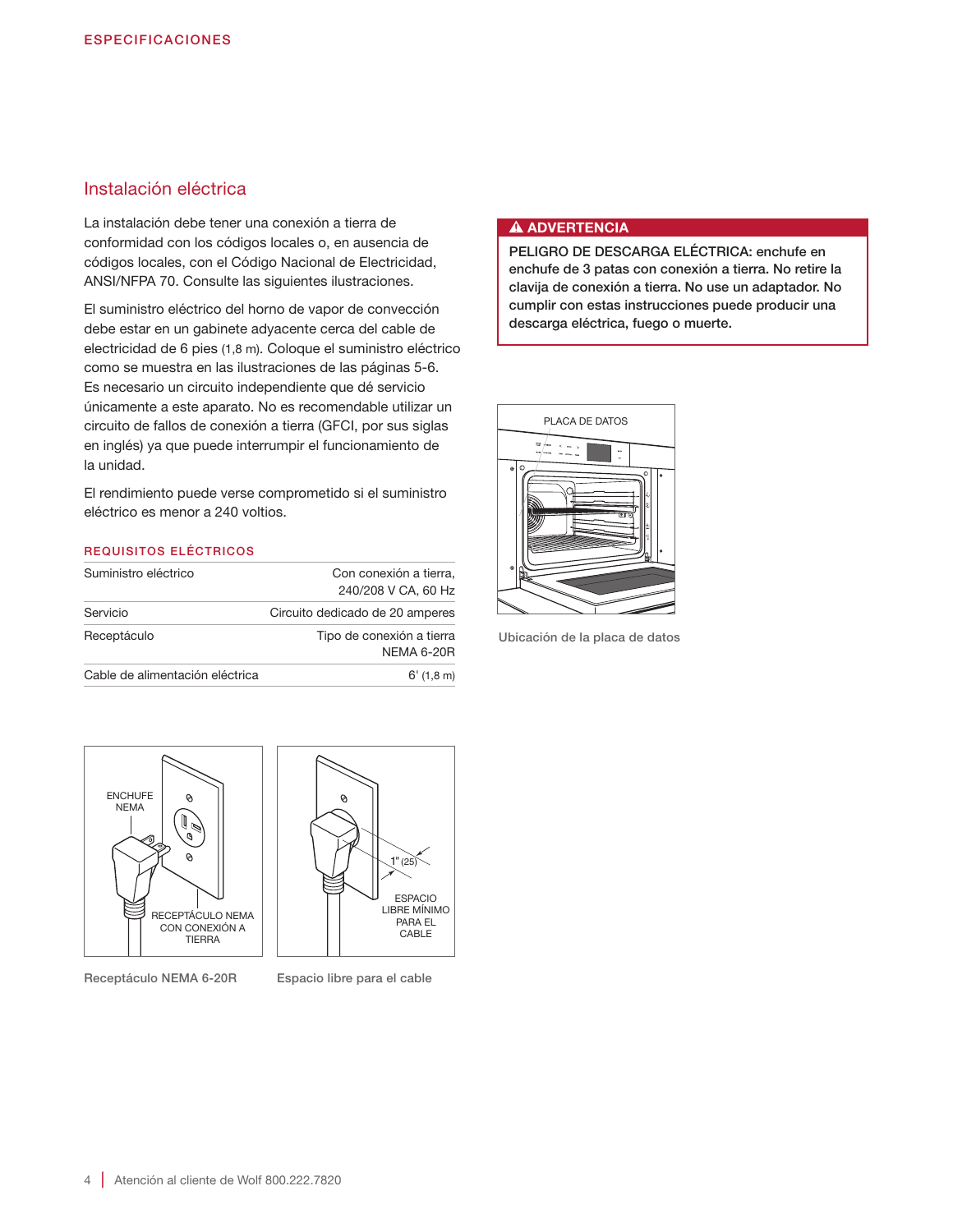## Instalación eléctrica

La instalación debe tener una conexión a tierra de conformidad con los códigos locales o, en ausencia de códigos locales, con el Código Nacional de Electricidad, ANSI/NFPA 70. Consulte las siguientes ilustraciones.

El suministro eléctrico del horno de vapor de convección debe estar en un gabinete adyacente cerca del cable de electricidad de 6 pies (1,8 m). Coloque el suministro eléctrico como se muestra en las ilustraciones de las páginas 5-6. Es necesario un circuito independiente que dé servicio únicamente a este aparato. No es recomendable utilizar un circuito de fallos de conexión a tierra (GFCI, por sus siglas en inglés) ya que puede interrumpir el funcionamiento de la unidad.

El rendimiento puede verse comprometido si el suministro eléctrico es menor a 240 voltios.

### REQUISITOS ELÉCTRICOS

| | |
|---|---|
| Suministro eléctrico | Con conexión a tierra, 240/208 V CA, 60 Hz |
| Servicio | Circuito dedicado de 20 amperes |
| Receptáculo | Tipo de conexión a tierra NEMA 6-20R |
| Cable de alimentación eléctrica | 6' (1,8 m) |

ENCHUFE NEMA

RECEPTÁCULO NEMA CON CONEXIÓN A TIERRA

Receptáculo NEMA 6-20R

1" (25)

ESPACIO LIBRE MÍNIMO PARA EL CABLE

Espacio libre para el cable

**⚠ ADVERTENCIA**

**PELIGRO DE DESCARGA ELÉCTRICA: enchufe en enchufe de 3 patas con conexión a tierra. No retire la clavija de conexión a tierra. No use un adaptador. No cumplir con estas instrucciones puede producir una descarga eléctrica, fuego o muerte.**

PLACA DE DATOS

Ubicación de la placa de datos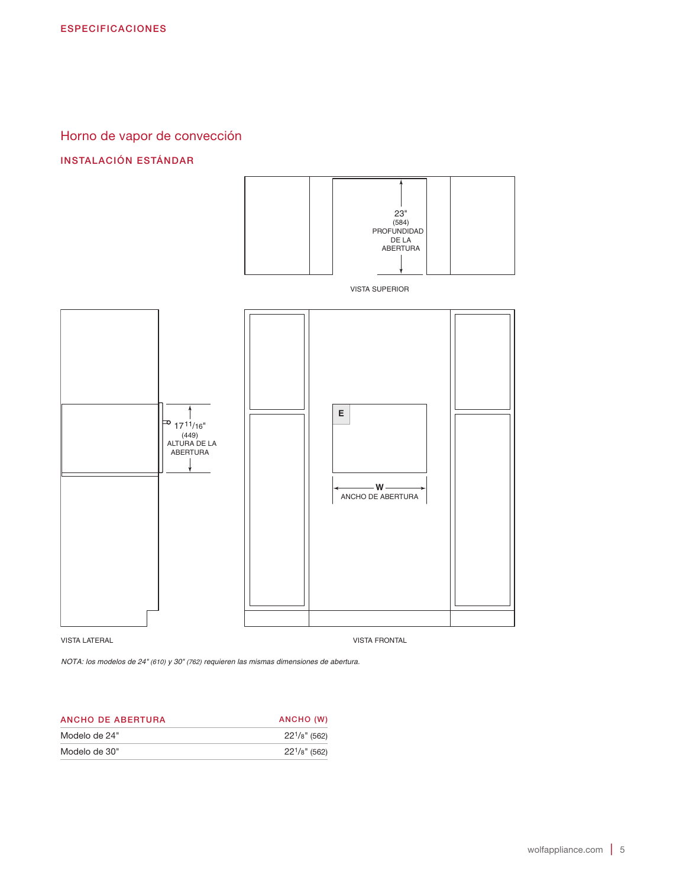## ESPECIFICACIONES

# Horno de vapor de convección

### INSTALACIÓN ESTÁNDAR

23" (584) PROFUNDIDAD DE LA ABERTURA

VISTA SUPERIOR

17 11/16" (449) ALTURA DE LA ABERTURA

E

W ANCHO DE ABERTURA

VISTA LATERAL

VISTA FRONTAL

*NOTA: los modelos de 24" (610) y 30" (762) requieren las mismas dimensiones de abertura.*

| ANCHO DE ABERTURA | ANCHO (W) |
| --- | --- |
| Modelo de 24" | 22 1/8" (562) |
| Modelo de 30" | 22 1/8" (562) |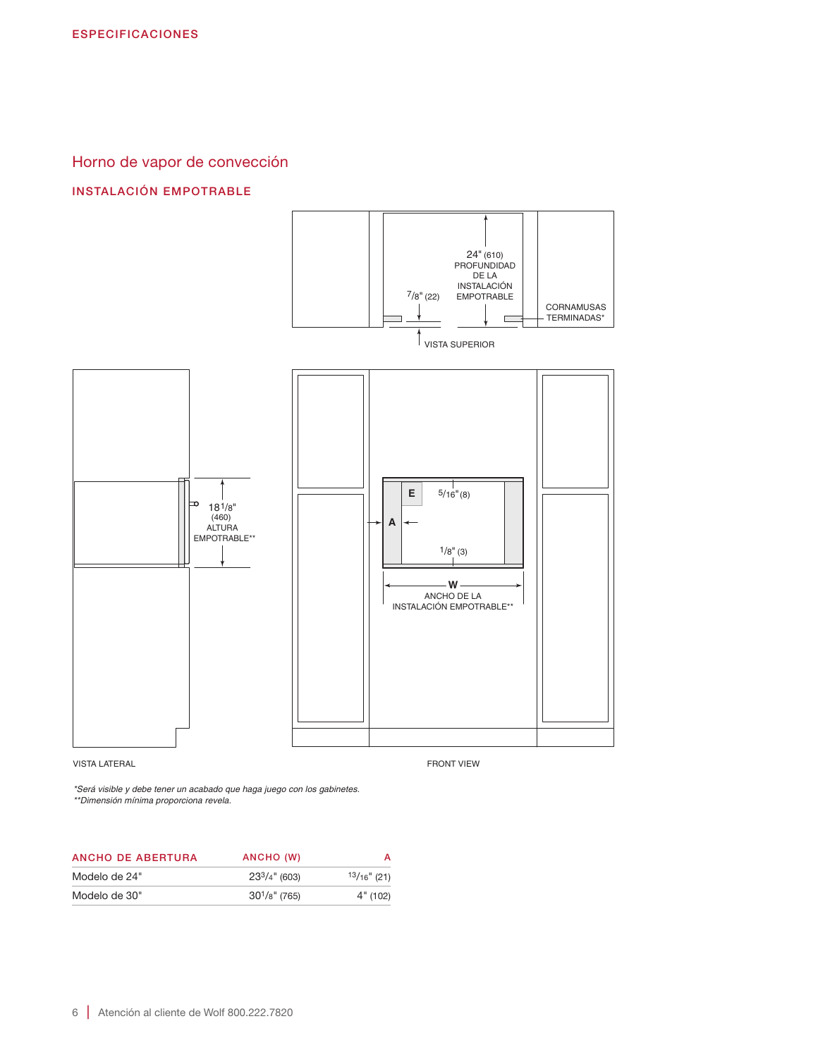## ESPECIFICACIONES

# Horno de vapor de convección

## INSTALACIÓN EMPOTRABLE

24" (610) PROFUNDIDAD DE LA INSTALACIÓN EMPOTRABLE

7/8" (22)

CORNAMUSAS TERMINADAS*

VISTA SUPERIOR

18 1/8" (460) ALTURA EMPOTRABLE**

E

5/16" (8)

A

1/8" (3)

W ANCHO DE LA INSTALACIÓN EMPOTRABLE**

VISTA LATERAL

FRONT VIEW

*Será visible y debe tener un acabado que haga juego con los gabinetes.*
***Dimensión mínima proporciona revela.*

| ANCHO DE ABERTURA | ANCHO (W) | A |
|---|---|---|
| Modelo de 24" | 23 3/4" (603) | 13/16" (21) |
| Modelo de 30" | 30 1/8" (765) | 4" (102) |

Atención al cliente de Wolf 800.222.7820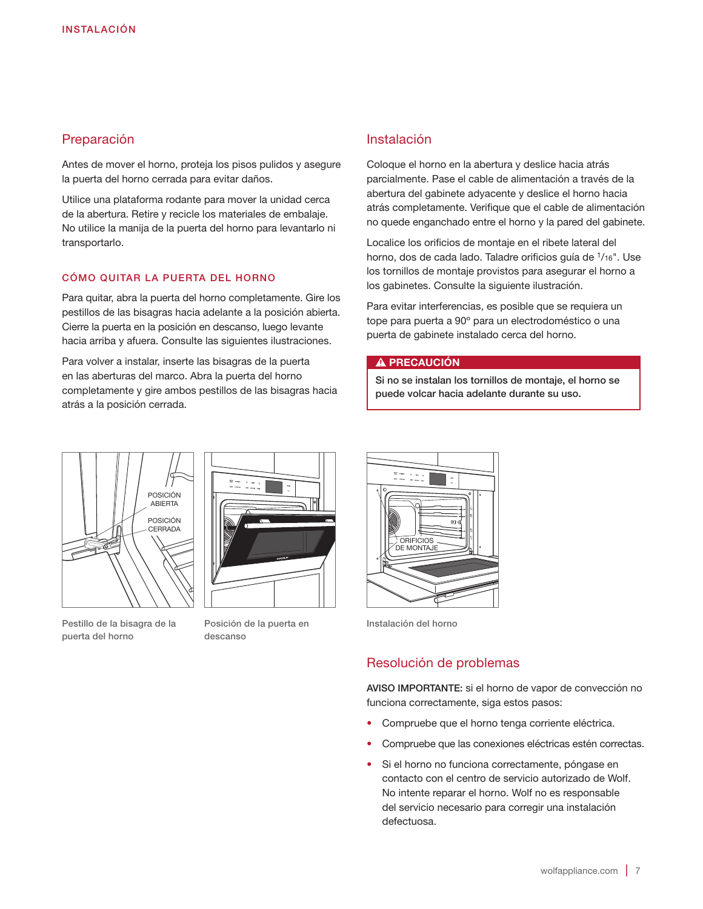## Preparación

Antes de mover el horno, proteja los pisos pulidos y asegure la puerta del horno cerrada para evitar daños.

Utilice una plataforma rodante para mover la unidad cerca de la abertura. Retire y recicle los materiales de embalaje. No utilice la manija de la puerta del horno para levantarlo ni transportarlo.

### CÓMO QUITAR LA PUERTA DEL HORNO

Para quitar, abra la puerta del horno completamente. Gire los pestillos de las bisagras hacia adelante a la posición abierta. Cierre la puerta en la posición en descanso, luego levante hacia arriba y afuera. Consulte las siguientes ilustraciones.

Para volver a instalar, inserte las bisagras de la puerta en las aberturas del marco. Abra la puerta del horno completamente y gire ambos pestillos de las bisagras hacia atrás a la posición cerrada.

POSICIÓN ABIERTA

POSICIÓN CERRADA

Pestillo de la bisagra de la puerta del horno

Posición de la puerta en descanso

## Instalación

Coloque el horno en la abertura y deslice hacia atrás parcialmente. Pase el cable de alimentación a través de la abertura del gabinete adyacente y deslice el horno hacia atrás completamente. Verifique que el cable de alimentación no quede enganchado entre el horno y la pared del gabinete.

Localice los orificios de montaje en el ribete lateral del horno, dos de cada lado. Taladre orificios guía de $^{1}/_{16}$". Use los tornillos de montaje provistos para asegurar el horno a los gabinetes. Consulte la siguiente ilustración.

Para evitar interferencias, es posible que se requiera un tope para puerta a 90º para un electrodoméstico o una puerta de gabinete instalado cerca del horno.

**⚠ PRECAUCIÓN**

**Si no se instalan los tornillos de montaje, el horno se puede volcar hacia adelante durante su uso.**

ORIFICIOS DE MONTAJE

Instalación del horno

## Resolución de problemas

**AVISO IMPORTANTE:** si el horno de vapor de convección no funciona correctamente, siga estos pasos:

- Compruebe que el horno tenga corriente eléctrica.
- Compruebe que las conexiones eléctricas estén correctas.
- Si el horno no funciona correctamente, póngase en contacto con el centro de servicio autorizado de Wolf. No intente reparar el horno. Wolf no es responsable del servicio necesario para corregir una instalación defectuosa.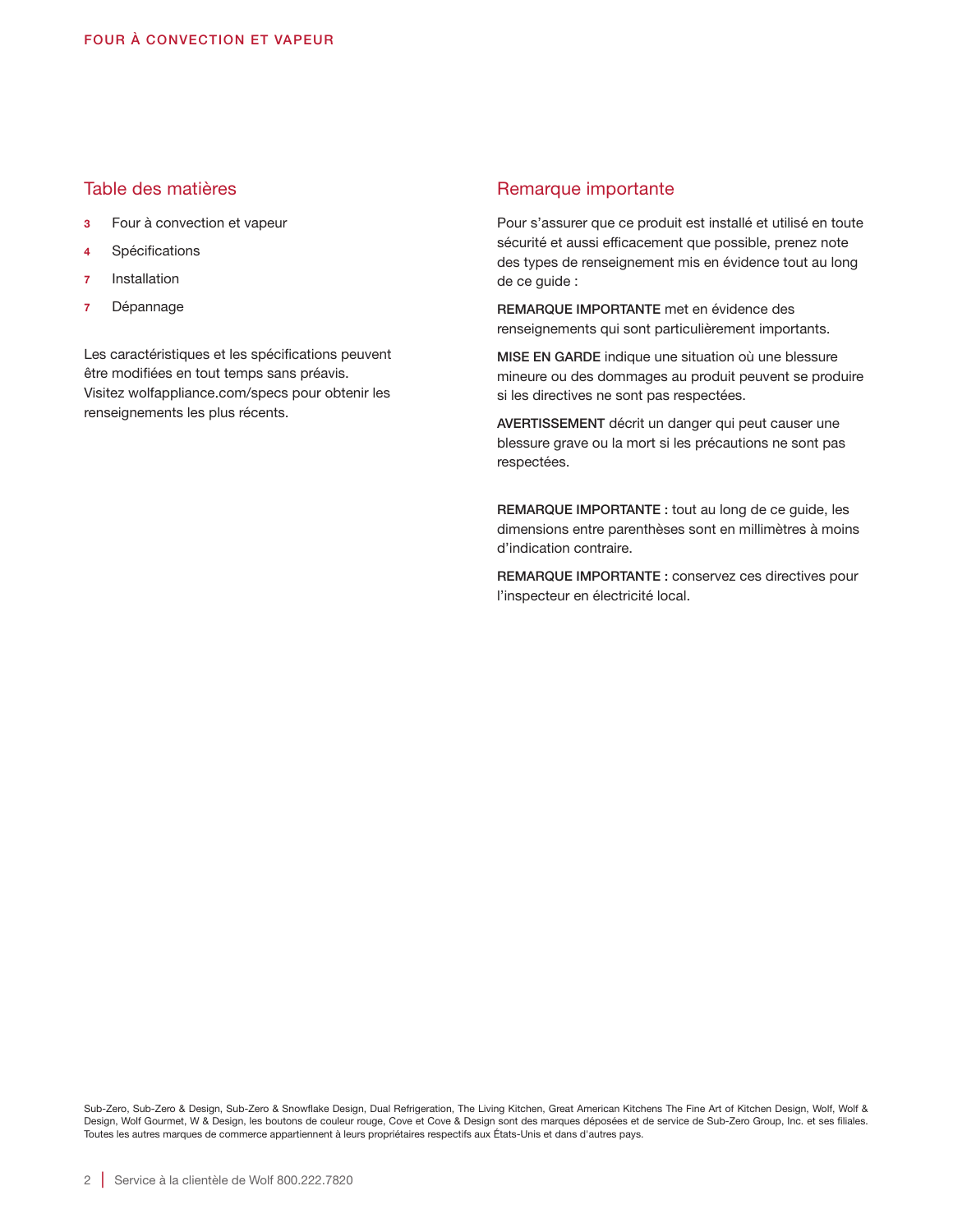## Table des matières

- **3** Four à convection et vapeur
- **4** Spécifications
- **7** Installation
- **7** Dépannage

Les caractéristiques et les spécifications peuvent être modifiées en tout temps sans préavis. Visitez wolfappliance.com/specs pour obtenir les renseignements les plus récents.

## Remarque importante

Pour s'assurer que ce produit est installé et utilisé en toute sécurité et aussi efficacement que possible, prenez note des types de renseignement mis en évidence tout au long de ce guide :

**REMARQUE IMPORTANTE** met en évidence des renseignements qui sont particulièrement importants.

**MISE EN GARDE** indique une situation où une blessure mineure ou des dommages au produit peuvent se produire si les directives ne sont pas respectées.

**AVERTISSEMENT** décrit un danger qui peut causer une blessure grave ou la mort si les précautions ne sont pas respectées.

**REMARQUE IMPORTANTE :** tout au long de ce guide, les dimensions entre parenthèses sont en millimètres à moins d'indication contraire.

**REMARQUE IMPORTANTE :** conservez ces directives pour l'inspecteur en électricité local.

Sub-Zero, Sub-Zero & Design, Sub-Zero & Snowflake Design, Dual Refrigeration, The Living Kitchen, Great American Kitchens The Fine Art of Kitchen Design, Wolf, Wolf & Design, Wolf Gourmet, W & Design, les boutons de couleur rouge, Cove et Cove & Design sont des marques déposées et de service de Sub-Zero Group, Inc. et ses filiales. Toutes les autres marques de commerce appartiennent à leurs propriétaires respectifs aux États-Unis et dans d'autres pays.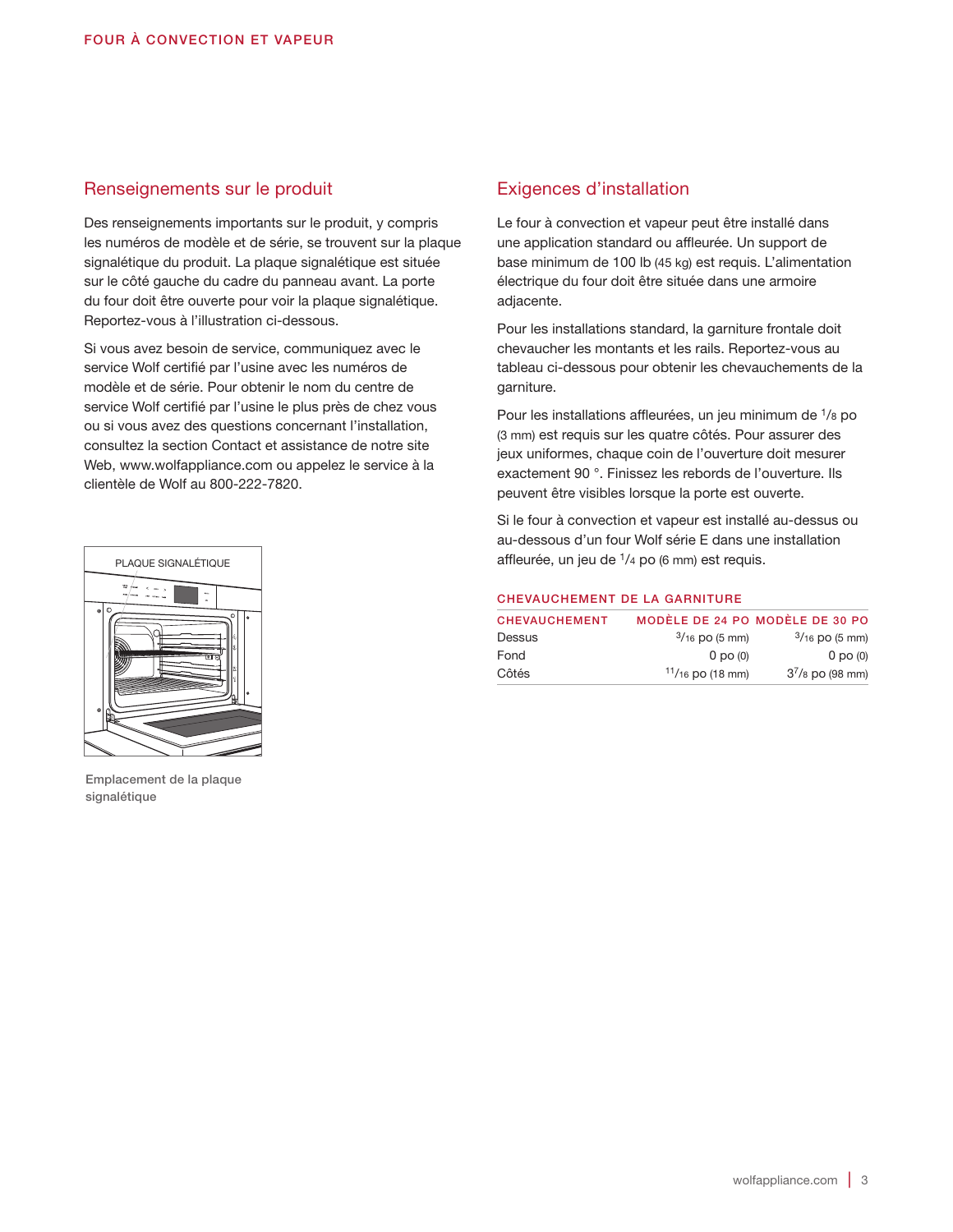## Renseignements sur le produit

Des renseignements importants sur le produit, y compris les numéros de modèle et de série, se trouvent sur la plaque signalétique du produit. La plaque signalétique est située sur le côté gauche du cadre du panneau avant. La porte du four doit être ouverte pour voir la plaque signalétique. Reportez-vous à l'illustration ci-dessous.

Si vous avez besoin de service, communiquez avec le service Wolf certifié par l'usine avec les numéros de modèle et de série. Pour obtenir le nom du centre de service Wolf certifié par l'usine le plus près de chez vous ou si vous avez des questions concernant l'installation, consultez la section Contact et assistance de notre site Web, www.wolfappliance.com ou appelez le service à la clientèle de Wolf au 800-222-7820.

PLAQUE SIGNALÉTIQUE

Emplacement de la plaque signalétique

## Exigences d'installation

Le four à convection et vapeur peut être installé dans une application standard ou affleurée. Un support de base minimum de 100 lb (45 kg) est requis. L'alimentation électrique du four doit être située dans une armoire adjacente.

Pour les installations standard, la garniture frontale doit chevaucher les montants et les rails. Reportez-vous au tableau ci-dessous pour obtenir les chevauchements de la garniture.

Pour les installations affleurées, un jeu minimum de 1/8 po (3 mm) est requis sur les quatre côtés. Pour assurer des jeux uniformes, chaque coin de l'ouverture doit mesurer exactement 90 °. Finissez les rebords de l'ouverture. Ils peuvent être visibles lorsque la porte est ouverte.

Si le four à convection et vapeur est installé au-dessus ou au-dessous d'un four Wolf série E dans une installation affleurée, un jeu de 1/4 po (6 mm) est requis.

### CHEVAUCHEMENT DE LA GARNITURE

| CHEVAUCHEMENT | MODÈLE DE 24 PO | MODÈLE DE 30 PO |
|---|---|---|
| Dessus | 3/16 po (5 mm) | 3/16 po (5 mm) |
| Fond | 0 po (0) | 0 po (0) |
| Côtés | 11/16 po (18 mm) | 3 7/8 po (98 mm) |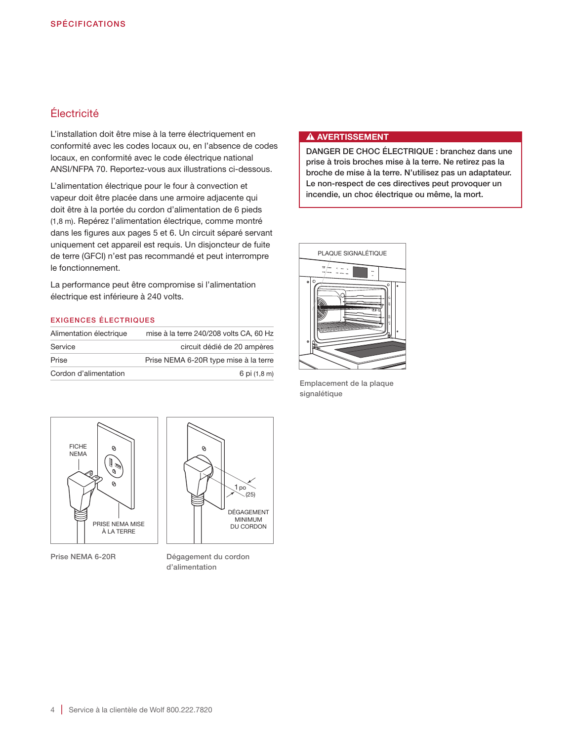## Électricité

L'installation doit être mise à la terre électriquement en conformité avec les codes locaux ou, en l'absence de codes locaux, en conformité avec le code électrique national ANSI/NFPA 70. Reportez-vous aux illustrations ci-dessous.

L'alimentation électrique pour le four à convection et vapeur doit être placée dans une armoire adjacente qui doit être à la portée du cordon d'alimentation de 6 pieds (1,8 m). Repérez l'alimentation électrique, comme montré dans les figures aux pages 5 et 6. Un circuit séparé servant uniquement cet appareil est requis. Un disjoncteur de fuite de terre (GFCI) n'est pas recommandé et peut interrompre le fonctionnement.

La performance peut être compromise si l'alimentation électrique est inférieure à 240 volts.

### EXIGENCES ÉLECTRIQUES

| | |
|---|---|
| Alimentation électrique | mise à la terre 240/208 volts CA, 60 Hz |
| Service | circuit dédié de 20 ampères |
| Prise | Prise NEMA 6-20R type mise à la terre |
| Cordon d'alimentation | 6 pi (1,8 m) |

FICHE NEMA

PRISE NEMA MISE À LA TERRE

Prise NEMA 6-20R

1 po (25)

DÉGAGEMENT MINIMUM DU CORDON

Dégagement du cordon d'alimentation

**⚠ AVERTISSEMENT**

**DANGER DE CHOC ÉLECTRIQUE : branchez dans une prise à trois broches mise à la terre. Ne retirez pas la broche de mise à la terre. N'utilisez pas un adaptateur. Le non-respect de ces directives peut provoquer un incendie, un choc électrique ou même, la mort.**

PLAQUE SIGNALÉTIQUE

Emplacement de la plaque signalétique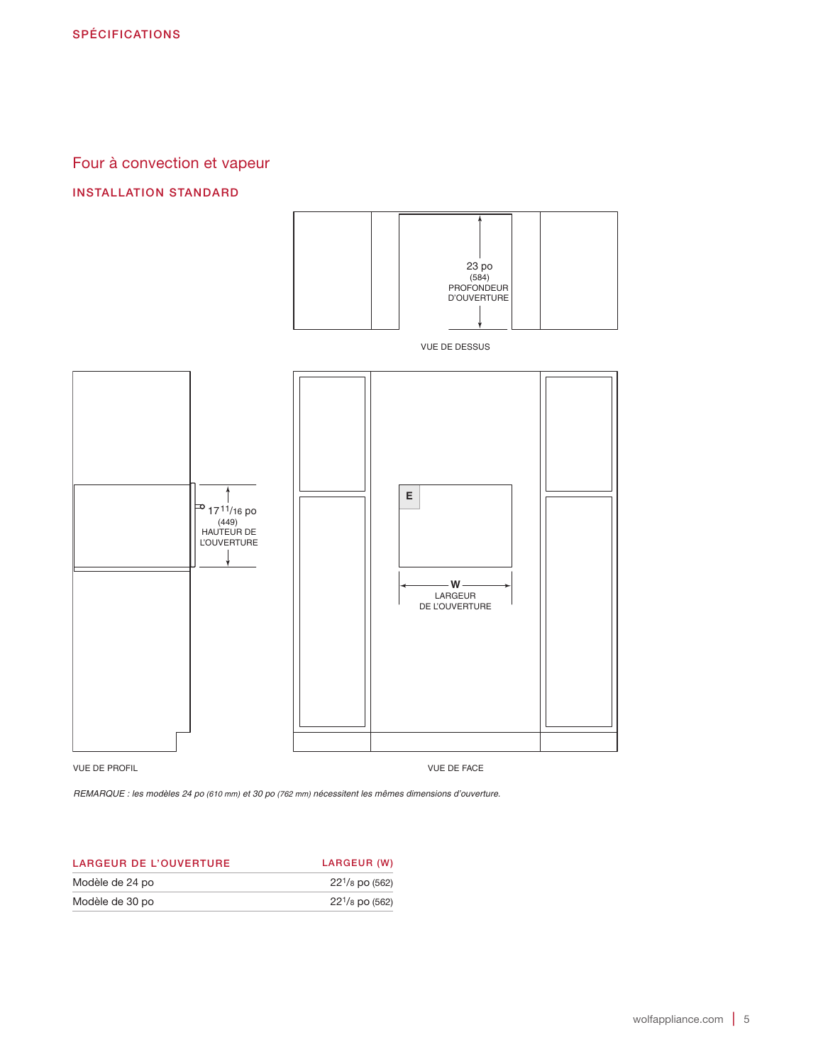## SPÉCIFICATIONS

# Four à convection et vapeur

### INSTALLATION STANDARD

23 po (584) PROFONDEUR D'OUVERTURE

VUE DE DESSUS

$17^{11}/_{16}$ po (449) HAUTEUR DE L'OUVERTURE

E

W LARGEUR DE L'OUVERTURE

VUE DE PROFIL

VUE DE FACE

*REMARQUE : les modèles 24 po (610 mm) et 30 po (762 mm) nécessitent les mêmes dimensions d'ouverture.*

| LARGEUR DE L'OUVERTURE | LARGEUR (W) |
|---|---|
| Modèle de 24 po | $22^1/_8$ po (562) |
| Modèle de 30 po | $22^1/_8$ po (562) |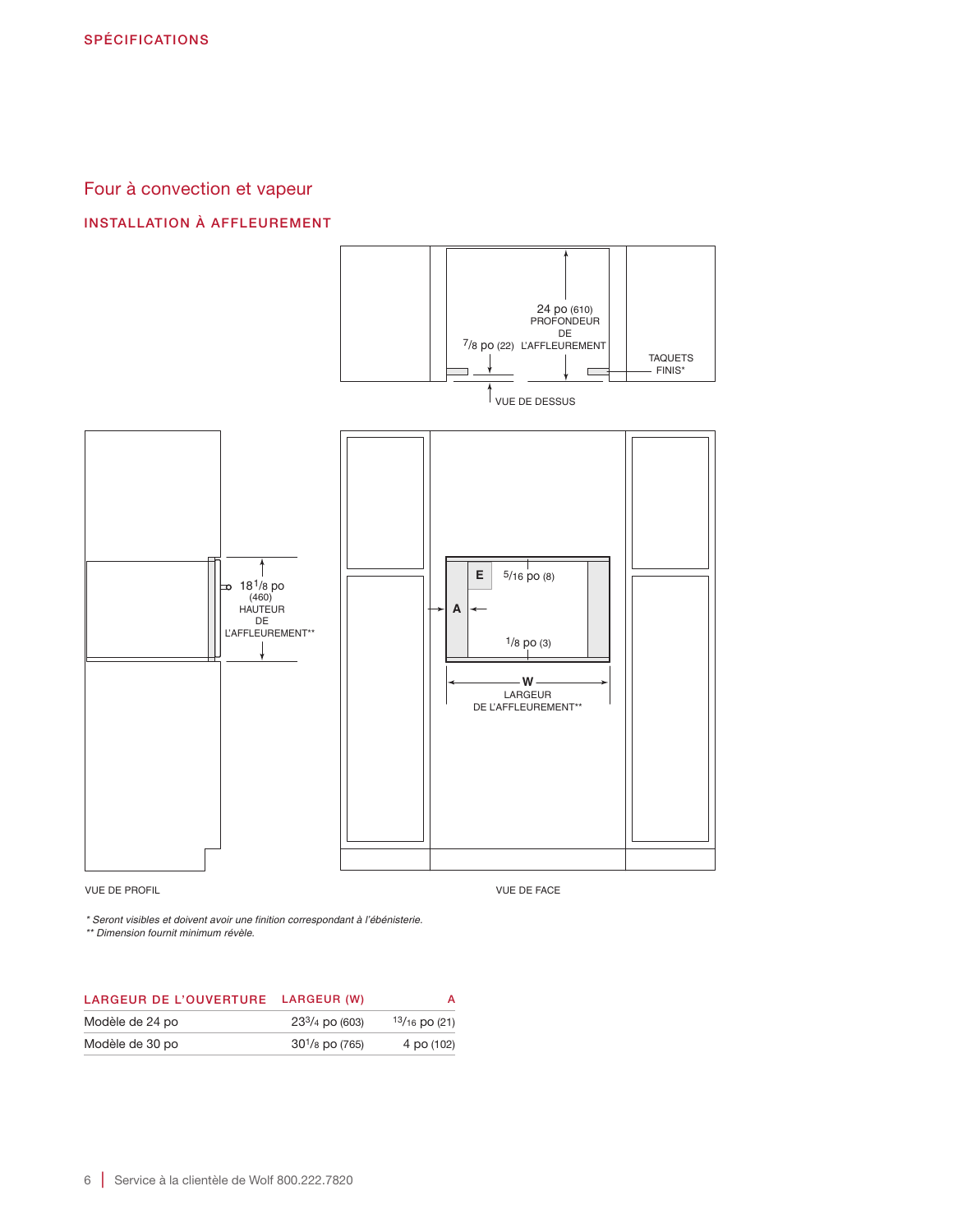SPÉCIFICATIONS

## Four à convection et vapeur

### INSTALLATION À AFFLEUREMENT

24 po (610) PROFONDEUR DE L'AFFLEUREMENT

7/8 po (22)

TAQUETS FINIS*

VUE DE DESSUS

18 1/8 po (460) HAUTEUR DE L'AFFLEUREMENT**

E

5/16 po (8)

A

1/8 po (3)

W LARGEUR DE L'AFFLEUREMENT**

VUE DE PROFIL

VUE DE FACE

*\* Seront visibles et doivent avoir une finition correspondant à l'ébénisterie.*
*\*\* Dimension fournit minimum révèle.*

| LARGEUR DE L'OUVERTURE | LARGEUR (W) | A |
|---|---|---|
| Modèle de 24 po | 23 3/4 po (603) | 13/16 po (21) |
| Modèle de 30 po | 30 1/8 po (765) | 4 po (102) |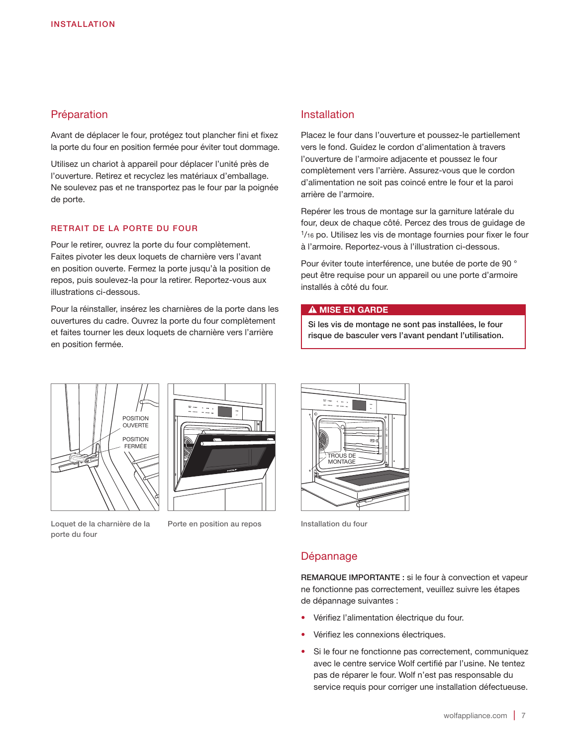## Préparation

Avant de déplacer le four, protégez tout plancher fini et fixez la porte du four en position fermée pour éviter tout dommage.

Utilisez un chariot à appareil pour déplacer l'unité près de l'ouverture. Retirez et recyclez les matériaux d'emballage. Ne soulevez pas et ne transportez pas le four par la poignée de porte.

### RETRAIT DE LA PORTE DU FOUR

Pour le retirer, ouvrez la porte du four complètement. Faites pivoter les deux loquets de charnière vers l'avant en position ouverte. Fermez la porte jusqu'à la position de repos, puis soulevez-la pour la retirer. Reportez-vous aux illustrations ci-dessous.

Pour la réinstaller, insérez les charnières de la porte dans les ouvertures du cadre. Ouvrez la porte du four complètement et faites tourner les deux loquets de charnière vers l'arrière en position fermée.

POSITION OUVERTE

POSITION FERMÉE

Loquet de la charnière de la porte du four

Porte en position au repos

## Installation

Placez le four dans l'ouverture et poussez-le partiellement vers le fond. Guidez le cordon d'alimentation à travers l'ouverture de l'armoire adjacente et poussez le four complètement vers l'arrière. Assurez-vous que le cordon d'alimentation ne soit pas coincé entre le four et la paroi arrière de l'armoire.

Repérer les trous de montage sur la garniture latérale du four, deux de chaque côté. Percez des trous de guidage de $^{1}/_{16}$ po. Utilisez les vis de montage fournies pour fixer le four à l'armoire. Reportez-vous à l'illustration ci-dessous.

Pour éviter toute interférence, une butée de porte de 90 ° peut être requise pour un appareil ou une porte d'armoire installés à côté du four.

**⚠ MISE EN GARDE**

**Si les vis de montage ne sont pas installées, le four risque de basculer vers l'avant pendant l'utilisation.**

TROUS DE MONTAGE

Installation du four

## Dépannage

**REMARQUE IMPORTANTE :** si le four à convection et vapeur ne fonctionne pas correctement, veuillez suivre les étapes de dépannage suivantes :

- Vérifiez l'alimentation électrique du four.
- Vérifiez les connexions électriques.
- Si le four ne fonctionne pas correctement, communiquez avec le centre service Wolf certifié par l'usine. Ne tentez pas de réparer le four. Wolf n'est pas responsable du service requis pour corriger une installation défectueuse.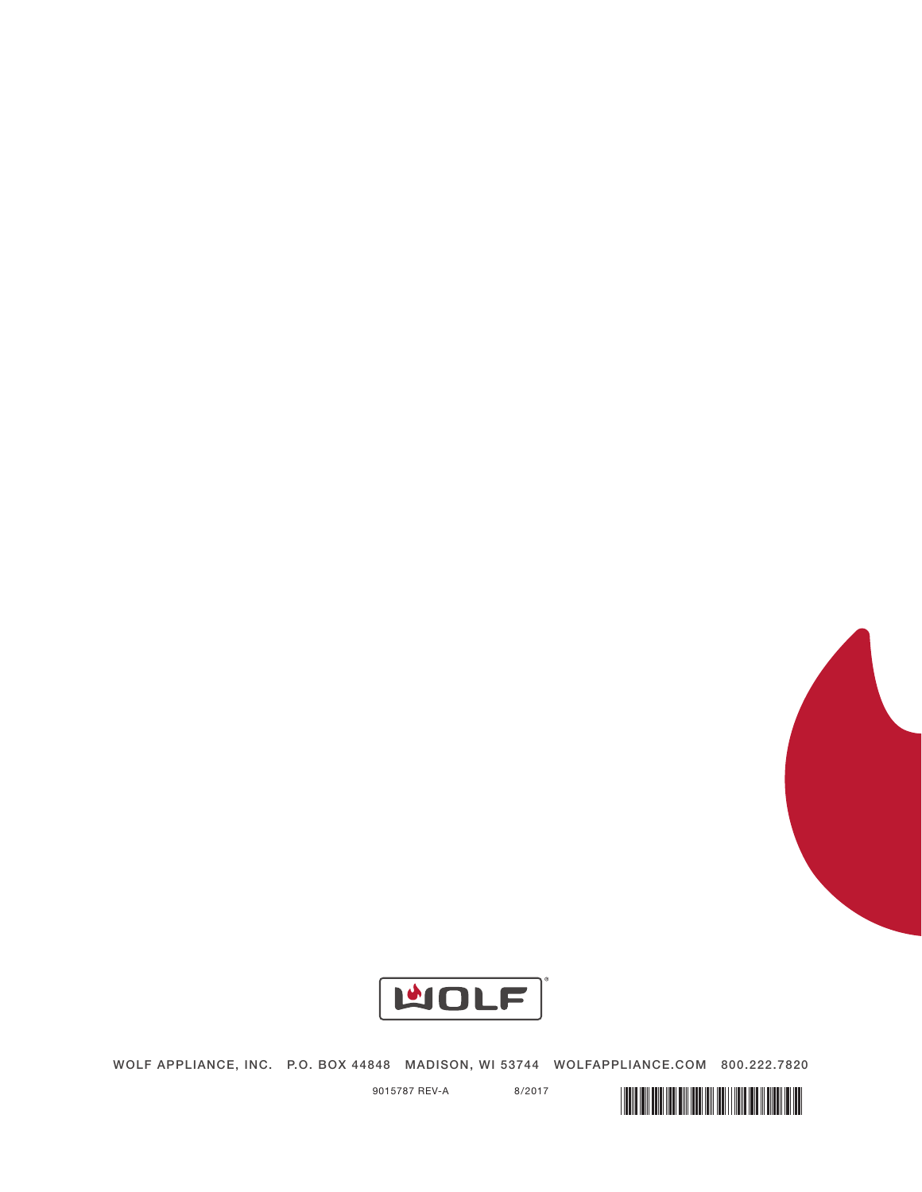WOLF®

WOLF APPLIANCE, INC. P.O. BOX 44848 MADISON, WI 53744 WOLFAPPLIANCE.COM 800.222.7820

9015787 REV-A 8/2017